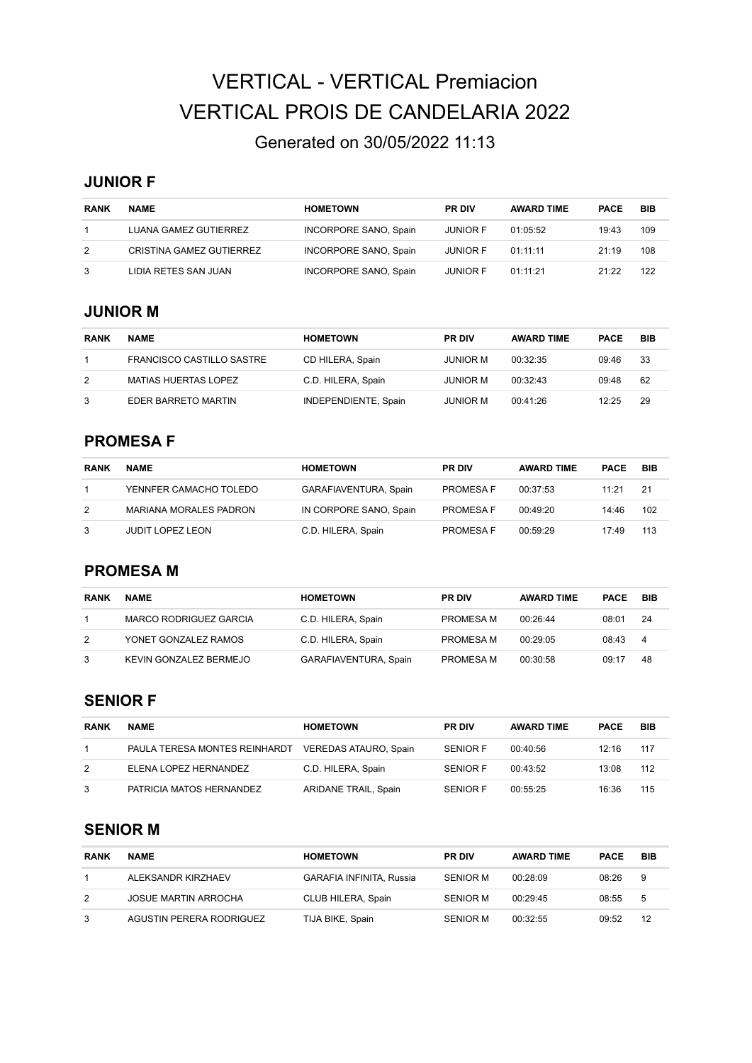# VERTICAL - VERTICAL Premiacion
# VERTICAL PROIS DE CANDELARIA 2022

Generated on 30/05/2022 11:13

## JUNIOR F

| RANK | NAME | HOMETOWN | PR DIV | AWARD TIME | PACE | BIB |
|---|---|---|---|---|---|---|
| 1 | LUANA GAMEZ GUTIERREZ | INCORPORE SANO, Spain | JUNIOR F | 01:05:52 | 19:43 | 109 |
| 2 | CRISTINA GAMEZ GUTIERREZ | INCORPORE SANO, Spain | JUNIOR F | 01:11:11 | 21:19 | 108 |
| 3 | LIDIA RETES SAN JUAN | INCORPORE SANO, Spain | JUNIOR F | 01:11:21 | 21:22 | 122 |

## JUNIOR M

| RANK | NAME | HOMETOWN | PR DIV | AWARD TIME | PACE | BIB |
|---|---|---|---|---|---|---|
| 1 | FRANCISCO CASTILLO SASTRE | CD HILERA, Spain | JUNIOR M | 00:32:35 | 09:46 | 33 |
| 2 | MATIAS HUERTAS LOPEZ | C.D. HILERA, Spain | JUNIOR M | 00:32:43 | 09:48 | 62 |
| 3 | EDER BARRETO MARTIN | INDEPENDIENTE, Spain | JUNIOR M | 00:41:26 | 12:25 | 29 |

## PROMESA F

| RANK | NAME | HOMETOWN | PR DIV | AWARD TIME | PACE | BIB |
|---|---|---|---|---|---|---|
| 1 | YENNFER CAMACHO TOLEDO | GARAFIAVENTURA, Spain | PROMESA F | 00:37:53 | 11:21 | 21 |
| 2 | MARIANA MORALES PADRON | IN CORPORE SANO, Spain | PROMESA F | 00:49:20 | 14:46 | 102 |
| 3 | JUDIT LOPEZ LEON | C.D. HILERA, Spain | PROMESA F | 00:59:29 | 17:49 | 113 |

## PROMESA M

| RANK | NAME | HOMETOWN | PR DIV | AWARD TIME | PACE | BIB |
|---|---|---|---|---|---|---|
| 1 | MARCO RODRIGUEZ GARCIA | C.D. HILERA, Spain | PROMESA M | 00:26:44 | 08:01 | 24 |
| 2 | YONET GONZALEZ RAMOS | C.D. HILERA, Spain | PROMESA M | 00:29:05 | 08:43 | 4 |
| 3 | KEVIN GONZALEZ BERMEJO | GARAFIAVENTURA, Spain | PROMESA M | 00:30:58 | 09:17 | 48 |

## SENIOR F

| RANK | NAME | HOMETOWN | PR DIV | AWARD TIME | PACE | BIB |
|---|---|---|---|---|---|---|
| 1 | PAULA TERESA MONTES REINHARDT | VEREDAS ATAURO, Spain | SENIOR F | 00:40:56 | 12:16 | 117 |
| 2 | ELENA LOPEZ HERNANDEZ | C.D. HILERA, Spain | SENIOR F | 00:43:52 | 13:08 | 112 |
| 3 | PATRICIA MATOS HERNANDEZ | ARIDANE TRAIL, Spain | SENIOR F | 00:55:25 | 16:36 | 115 |

## SENIOR M

| RANK | NAME | HOMETOWN | PR DIV | AWARD TIME | PACE | BIB |
|---|---|---|---|---|---|---|
| 1 | ALEKSANDR KIRZHAEV | GARAFIA INFINITA, Russia | SENIOR M | 00:28:09 | 08:26 | 9 |
| 2 | JOSUE MARTIN ARROCHA | CLUB HILERA, Spain | SENIOR M | 00:29:45 | 08:55 | 5 |
| 3 | AGUSTIN PERERA RODRIGUEZ | TIJA BIKE, Spain | SENIOR M | 00:32:55 | 09:52 | 12 |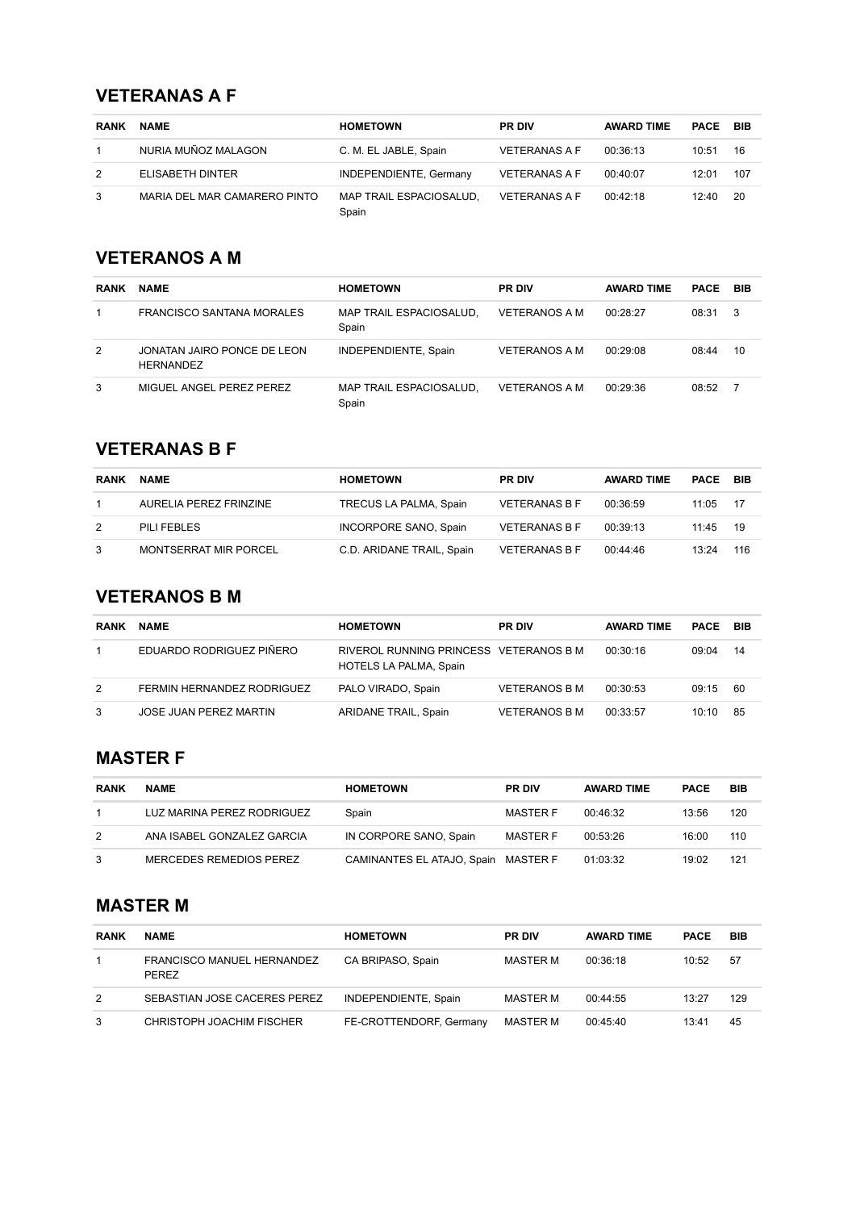## VETERANAS A F

| RANK | NAME | HOMETOWN | PR DIV | AWARD TIME | PACE | BIB |
|---|---|---|---|---|---|---|
| 1 | NURIA MUÑOZ MALAGON | C. M. EL JABLE, Spain | VETERANAS A F | 00:36:13 | 10:51 | 16 |
| 2 | ELISABETH DINTER | INDEPENDIENTE, Germany | VETERANAS A F | 00:40:07 | 12:01 | 107 |
| 3 | MARIA DEL MAR CAMARERO PINTO | MAP TRAIL ESPACIOSALUD, Spain | VETERANAS A F | 00:42:18 | 12:40 | 20 |

## VETERANOS A M

| RANK | NAME | HOMETOWN | PR DIV | AWARD TIME | PACE | BIB |
|---|---|---|---|---|---|---|
| 1 | FRANCISCO SANTANA MORALES | MAP TRAIL ESPACIOSALUD, Spain | VETERANOS A M | 00:28:27 | 08:31 | 3 |
| 2 | JONATAN JAIRO PONCE DE LEON HERNANDEZ | INDEPENDIENTE, Spain | VETERANOS A M | 00:29:08 | 08:44 | 10 |
| 3 | MIGUEL ANGEL PEREZ PEREZ | MAP TRAIL ESPACIOSALUD, Spain | VETERANOS A M | 00:29:36 | 08:52 | 7 |

## VETERANAS B F

| RANK | NAME | HOMETOWN | PR DIV | AWARD TIME | PACE | BIB |
|---|---|---|---|---|---|---|
| 1 | AURELIA PEREZ FRINZINE | TRECUS LA PALMA, Spain | VETERANAS B F | 00:36:59 | 11:05 | 17 |
| 2 | PILI FEBLES | INCORPORE SANO, Spain | VETERANAS B F | 00:39:13 | 11:45 | 19 |
| 3 | MONTSERRAT MIR PORCEL | C.D. ARIDANE TRAIL, Spain | VETERANAS B F | 00:44:46 | 13:24 | 116 |

## VETERANOS B M

| RANK | NAME | HOMETOWN | PR DIV | AWARD TIME | PACE | BIB |
|---|---|---|---|---|---|---|
| 1 | EDUARDO RODRIGUEZ PIÑERO | RIVEROL RUNNING PRINCESS HOTELS LA PALMA, Spain | VETERANOS B M | 00:30:16 | 09:04 | 14 |
| 2 | FERMIN HERNANDEZ RODRIGUEZ | PALO VIRADO, Spain | VETERANOS B M | 00:30:53 | 09:15 | 60 |
| 3 | JOSE JUAN PEREZ MARTIN | ARIDANE TRAIL, Spain | VETERANOS B M | 00:33:57 | 10:10 | 85 |

## MASTER F

| RANK | NAME | HOMETOWN | PR DIV | AWARD TIME | PACE | BIB |
|---|---|---|---|---|---|---|
| 1 | LUZ MARINA PEREZ RODRIGUEZ | Spain | MASTER F | 00:46:32 | 13:56 | 120 |
| 2 | ANA ISABEL GONZALEZ GARCIA | IN CORPORE SANO, Spain | MASTER F | 00:53:26 | 16:00 | 110 |
| 3 | MERCEDES REMEDIOS PEREZ | CAMINANTES EL ATAJO, Spain | MASTER F | 01:03:32 | 19:02 | 121 |

## MASTER M

| RANK | NAME | HOMETOWN | PR DIV | AWARD TIME | PACE | BIB |
|---|---|---|---|---|---|---|
| 1 | FRANCISCO MANUEL HERNANDEZ PEREZ | CA BRIPASO, Spain | MASTER M | 00:36:18 | 10:52 | 57 |
| 2 | SEBASTIAN JOSE CACERES PEREZ | INDEPENDIENTE, Spain | MASTER M | 00:44:55 | 13:27 | 129 |
| 3 | CHRISTOPH JOACHIM FISCHER | FE-CROTTENDORF, Germany | MASTER M | 00:45:40 | 13:41 | 45 |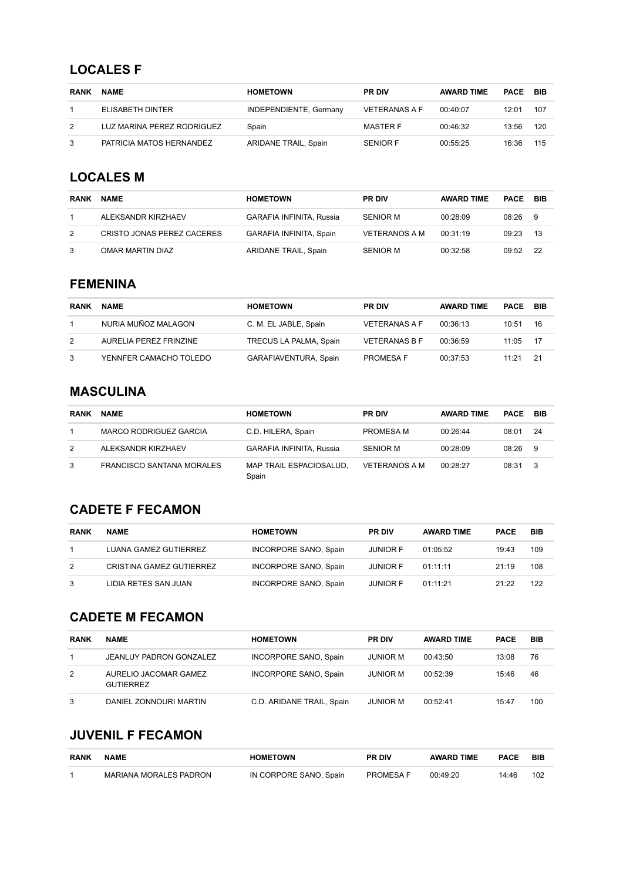## LOCALES F

| RANK | NAME | HOMETOWN | PR DIV | AWARD TIME | PACE | BIB |
|---|---|---|---|---|---|---|
| 1 | ELISABETH DINTER | INDEPENDIENTE, Germany | VETERANAS A F | 00:40:07 | 12:01 | 107 |
| 2 | LUZ MARINA PEREZ RODRIGUEZ | Spain | MASTER F | 00:46:32 | 13:56 | 120 |
| 3 | PATRICIA MATOS HERNANDEZ | ARIDANE TRAIL, Spain | SENIOR F | 00:55:25 | 16:36 | 115 |

## LOCALES M

| RANK | NAME | HOMETOWN | PR DIV | AWARD TIME | PACE | BIB |
|---|---|---|---|---|---|---|
| 1 | ALEKSANDR KIRZHAEV | GARAFIA INFINITA, Russia | SENIOR M | 00:28:09 | 08:26 | 9 |
| 2 | CRISTO JONAS PEREZ CACERES | GARAFIA INFINITA, Spain | VETERANOS A M | 00:31:19 | 09:23 | 13 |
| 3 | OMAR MARTIN DIAZ | ARIDANE TRAIL, Spain | SENIOR M | 00:32:58 | 09:52 | 22 |

## FEMENINA

| RANK | NAME | HOMETOWN | PR DIV | AWARD TIME | PACE | BIB |
|---|---|---|---|---|---|---|
| 1 | NURIA MUÑOZ MALAGON | C. M. EL JABLE, Spain | VETERANAS A F | 00:36:13 | 10:51 | 16 |
| 2 | AURELIA PEREZ FRINZINE | TRECUS LA PALMA, Spain | VETERANAS B F | 00:36:59 | 11:05 | 17 |
| 3 | YENNFER CAMACHO TOLEDO | GARAFIAVENTURA, Spain | PROMESA F | 00:37:53 | 11:21 | 21 |

## MASCULINA

| RANK | NAME | HOMETOWN | PR DIV | AWARD TIME | PACE | BIB |
|---|---|---|---|---|---|---|
| 1 | MARCO RODRIGUEZ GARCIA | C.D. HILERA, Spain | PROMESA M | 00:26:44 | 08:01 | 24 |
| 2 | ALEKSANDR KIRZHAEV | GARAFIA INFINITA, Russia | SENIOR M | 00:28:09 | 08:26 | 9 |
| 3 | FRANCISCO SANTANA MORALES | MAP TRAIL ESPACIOSALUD, Spain | VETERANOS A M | 00:28:27 | 08:31 | 3 |

## CADETE F FECAMON

| RANK | NAME | HOMETOWN | PR DIV | AWARD TIME | PACE | BIB |
|---|---|---|---|---|---|---|
| 1 | LUANA GAMEZ GUTIERREZ | INCORPORE SANO, Spain | JUNIOR F | 01:05:52 | 19:43 | 109 |
| 2 | CRISTINA GAMEZ GUTIERREZ | INCORPORE SANO, Spain | JUNIOR F | 01:11:11 | 21:19 | 108 |
| 3 | LIDIA RETES SAN JUAN | INCORPORE SANO, Spain | JUNIOR F | 01:11:21 | 21:22 | 122 |

## CADETE M FECAMON

| RANK | NAME | HOMETOWN | PR DIV | AWARD TIME | PACE | BIB |
|---|---|---|---|---|---|---|
| 1 | JEANLUY PADRON GONZALEZ | INCORPORE SANO, Spain | JUNIOR M | 00:43:50 | 13:08 | 76 |
| 2 | AURELIO JACOMAR GAMEZ GUTIERREZ | INCORPORE SANO, Spain | JUNIOR M | 00:52:39 | 15:46 | 46 |
| 3 | DANIEL ZONNOURI MARTIN | C.D. ARIDANE TRAIL, Spain | JUNIOR M | 00:52:41 | 15:47 | 100 |

## JUVENIL F FECAMON

| RANK | NAME | HOMETOWN | PR DIV | AWARD TIME | PACE | BIB |
|---|---|---|---|---|---|---|
| 1 | MARIANA MORALES PADRON | IN CORPORE SANO, Spain | PROMESA F | 00:49:20 | 14:46 | 102 |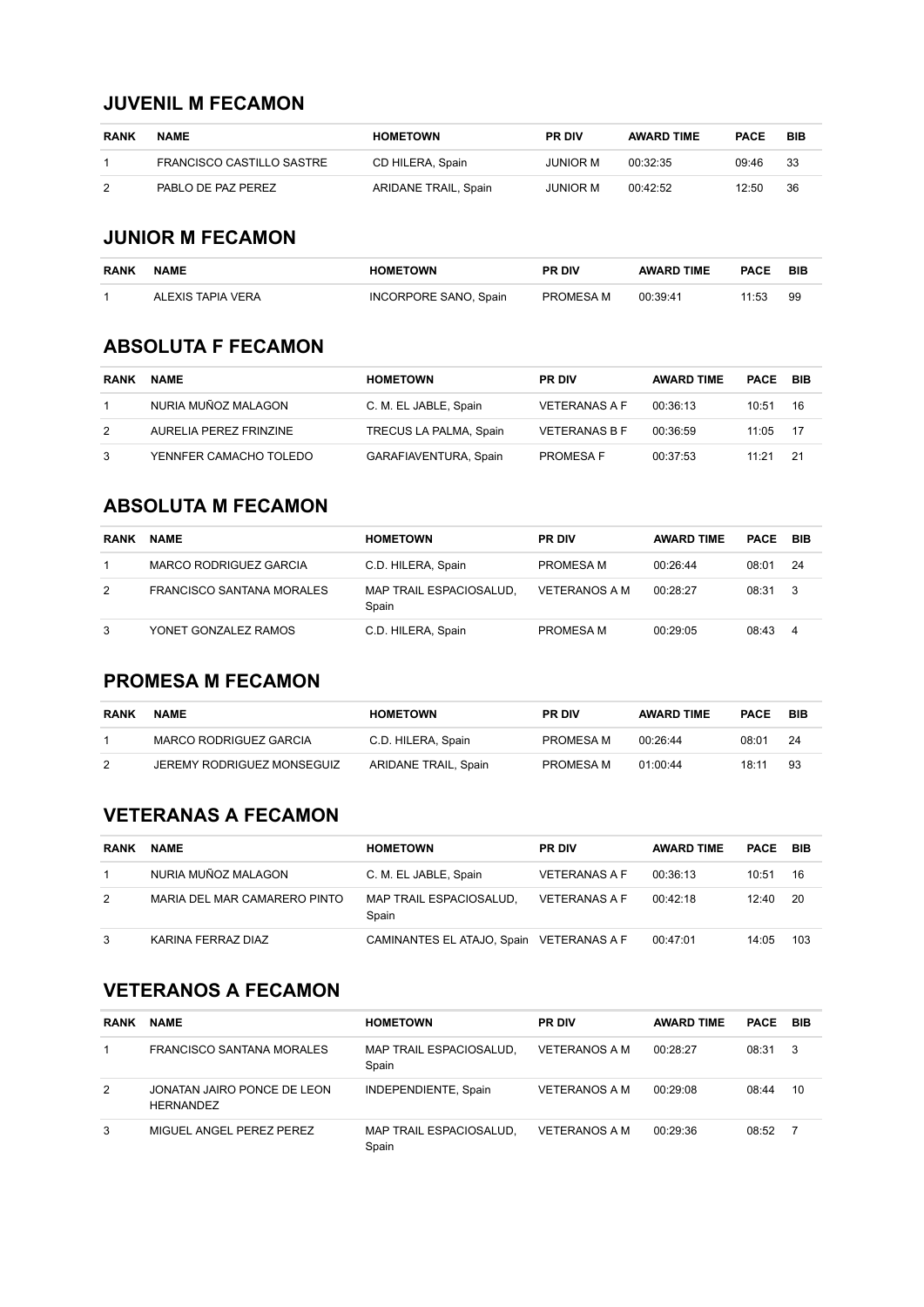## JUVENIL M FECAMON

| RANK | NAME | HOMETOWN | PR DIV | AWARD TIME | PACE | BIB |
|---|---|---|---|---|---|---|
| 1 | FRANCISCO CASTILLO SASTRE | CD HILERA, Spain | JUNIOR M | 00:32:35 | 09:46 | 33 |
| 2 | PABLO DE PAZ PEREZ | ARIDANE TRAIL, Spain | JUNIOR M | 00:42:52 | 12:50 | 36 |

## JUNIOR M FECAMON

| RANK | NAME | HOMETOWN | PR DIV | AWARD TIME | PACE | BIB |
|---|---|---|---|---|---|---|
| 1 | ALEXIS TAPIA VERA | INCORPORE SANO, Spain | PROMESA M | 00:39:41 | 11:53 | 99 |

## ABSOLUTA F FECAMON

| RANK | NAME | HOMETOWN | PR DIV | AWARD TIME | PACE | BIB |
|---|---|---|---|---|---|---|
| 1 | NURIA MUÑOZ MALAGON | C. M. EL JABLE, Spain | VETERANAS A F | 00:36:13 | 10:51 | 16 |
| 2 | AURELIA PEREZ FRINZINE | TRECUS LA PALMA, Spain | VETERANAS B F | 00:36:59 | 11:05 | 17 |
| 3 | YENNFER CAMACHO TOLEDO | GARAFIAVENTURA, Spain | PROMESA F | 00:37:53 | 11:21 | 21 |

## ABSOLUTA M FECAMON

| RANK | NAME | HOMETOWN | PR DIV | AWARD TIME | PACE | BIB |
|---|---|---|---|---|---|---|
| 1 | MARCO RODRIGUEZ GARCIA | C.D. HILERA, Spain | PROMESA M | 00:26:44 | 08:01 | 24 |
| 2 | FRANCISCO SANTANA MORALES | MAP TRAIL ESPACIOSALUD, Spain | VETERANOS A M | 00:28:27 | 08:31 | 3 |
| 3 | YONET GONZALEZ RAMOS | C.D. HILERA, Spain | PROMESA M | 00:29:05 | 08:43 | 4 |

## PROMESA M FECAMON

| RANK | NAME | HOMETOWN | PR DIV | AWARD TIME | PACE | BIB |
|---|---|---|---|---|---|---|
| 1 | MARCO RODRIGUEZ GARCIA | C.D. HILERA, Spain | PROMESA M | 00:26:44 | 08:01 | 24 |
| 2 | JEREMY RODRIGUEZ MONSEGUIZ | ARIDANE TRAIL, Spain | PROMESA M | 01:00:44 | 18:11 | 93 |

## VETERANAS A FECAMON

| RANK | NAME | HOMETOWN | PR DIV | AWARD TIME | PACE | BIB |
|---|---|---|---|---|---|---|
| 1 | NURIA MUÑOZ MALAGON | C. M. EL JABLE, Spain | VETERANAS A F | 00:36:13 | 10:51 | 16 |
| 2 | MARIA DEL MAR CAMARERO PINTO | MAP TRAIL ESPACIOSALUD, Spain | VETERANAS A F | 00:42:18 | 12:40 | 20 |
| 3 | KARINA FERRAZ DIAZ | CAMINANTES EL ATAJO, Spain | VETERANAS A F | 00:47:01 | 14:05 | 103 |

## VETERANOS A FECAMON

| RANK | NAME | HOMETOWN | PR DIV | AWARD TIME | PACE | BIB |
|---|---|---|---|---|---|---|
| 1 | FRANCISCO SANTANA MORALES | MAP TRAIL ESPACIOSALUD, Spain | VETERANOS A M | 00:28:27 | 08:31 | 3 |
| 2 | JONATAN JAIRO PONCE DE LEON HERNANDEZ | INDEPENDIENTE, Spain | VETERANOS A M | 00:29:08 | 08:44 | 10 |
| 3 | MIGUEL ANGEL PEREZ PEREZ | MAP TRAIL ESPACIOSALUD, Spain | VETERANOS A M | 00:29:36 | 08:52 | 7 |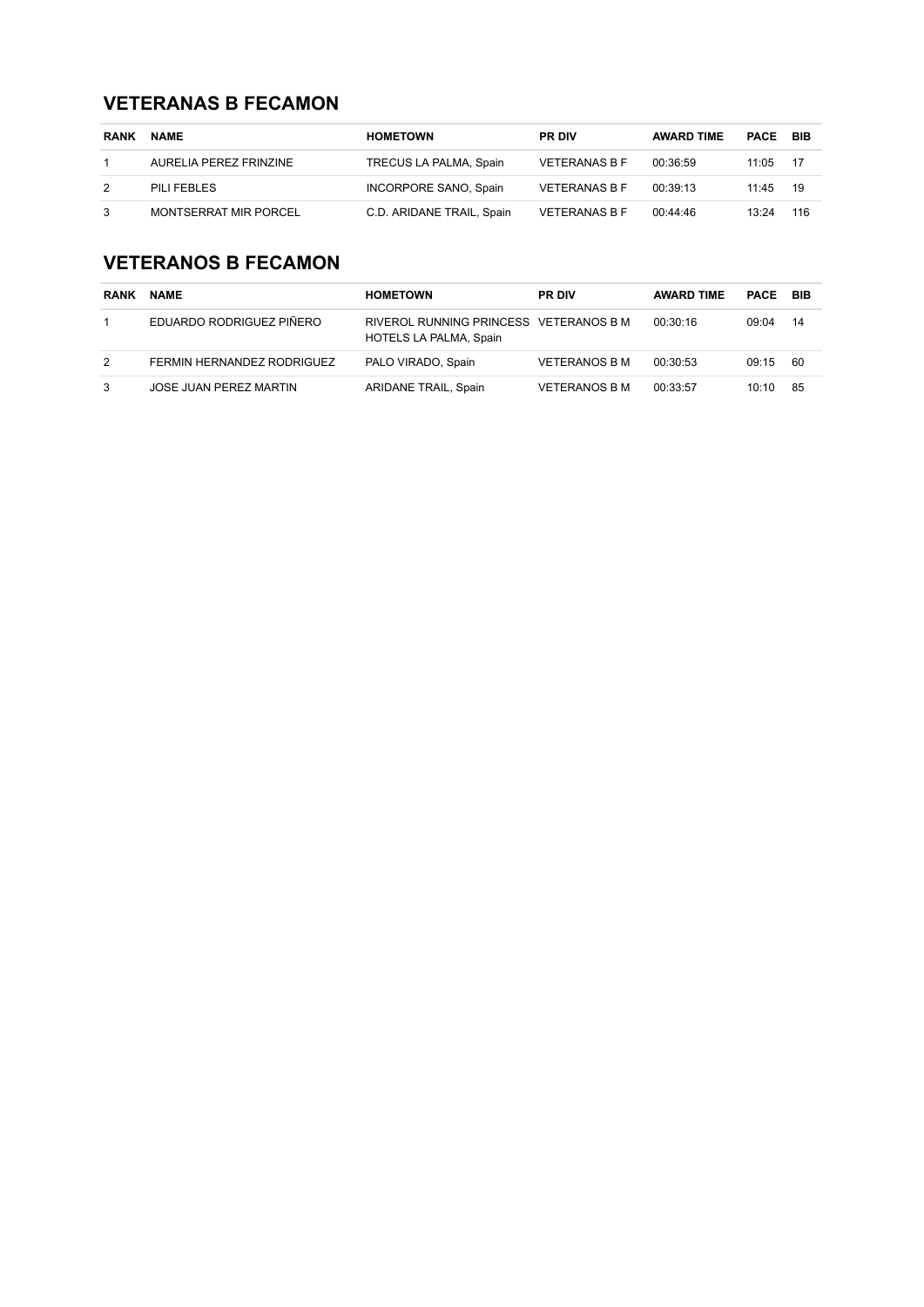## VETERANAS B FECAMON

| RANK | NAME | HOMETOWN | PR DIV | AWARD TIME | PACE | BIB |
|---|---|---|---|---|---|---|
| 1 | AURELIA PEREZ FRINZINE | TRECUS LA PALMA, Spain | VETERANAS B F | 00:36:59 | 11:05 | 17 |
| 2 | PILI FEBLES | INCORPORE SANO, Spain | VETERANAS B F | 00:39:13 | 11:45 | 19 |
| 3 | MONTSERRAT MIR PORCEL | C.D. ARIDANE TRAIL, Spain | VETERANAS B F | 00:44:46 | 13:24 | 116 |

## VETERANOS B FECAMON

| RANK | NAME | HOMETOWN | PR DIV | AWARD TIME | PACE | BIB |
|---|---|---|---|---|---|---|
| 1 | EDUARDO RODRIGUEZ PIÑERO | RIVEROL RUNNING PRINCESS HOTELS LA PALMA, Spain | VETERANOS B M | 00:30:16 | 09:04 | 14 |
| 2 | FERMIN HERNANDEZ RODRIGUEZ | PALO VIRADO, Spain | VETERANOS B M | 00:30:53 | 09:15 | 60 |
| 3 | JOSE JUAN PEREZ MARTIN | ARIDANE TRAIL, Spain | VETERANOS B M | 00:33:57 | 10:10 | 85 |